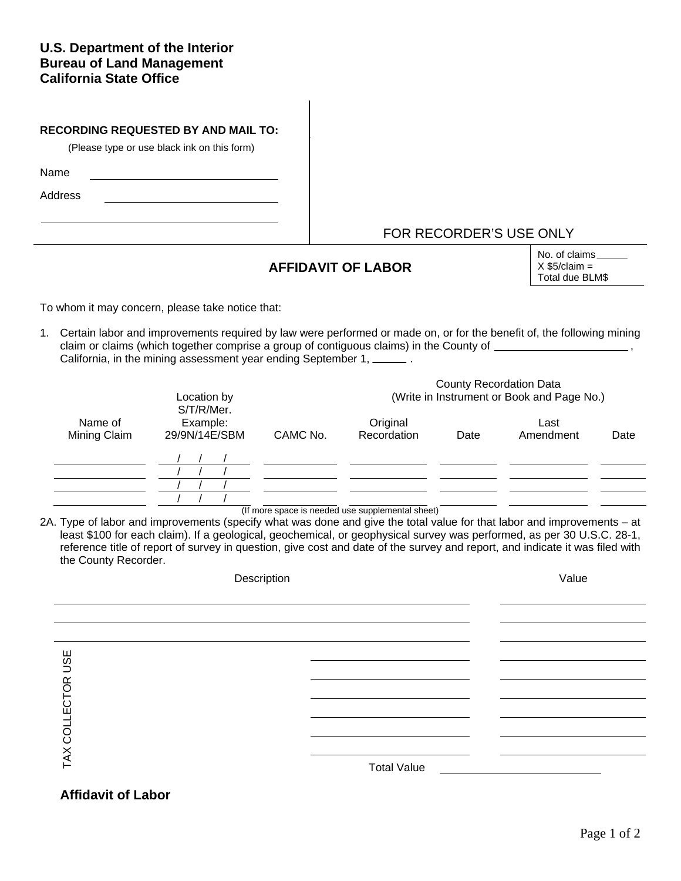**U.S. Department of the Interior**
**Bureau of Land Management**
**California State Office**

**RECORDING REQUESTED BY AND MAIL TO:**

(Please type or use black ink on this form)

Name \_\_\_\_\_\_\_\_\_\_\_\_\_\_\_\_\_\_\_\_

Address \_\_\_\_\_\_\_\_\_\_\_\_\_\_\_\_\_\_\_\_

\_\_\_\_\_\_\_\_\_\_\_\_\_\_\_\_\_\_\_\_\_\_\_\_\_\_\_\_

FOR RECORDER'S USE ONLY

## AFFIDAVIT OF LABOR

No. of claims \_\_\_\_\_\_
X $5/claim =
Total due BLM$

To whom it may concern, please take notice that:

1. Certain labor and improvements required by law were performed or made on, or for the benefit of, the following mining claim or claims (which together comprise a group of contiguous claims) in the County of \_\_\_\_\_\_\_\_\_\_\_\_\_\_\_\_\_\_\_\_, California, in the mining assessment year ending September 1, \_\_\_\_\_\_ .

| Name of Mining Claim | Location by S/T/R/Mer. Example: 29/9N/14E/SBM | CAMC No. | County Recordation Data (Write in Instrument or Book and Page No.) Original Recordation | Date | Last Amendment | Date |
|---|---|---|---|---|---|---|
| | / / / | | | | | |
| | / / / | | | | | |
| | / / / | | | | | |
| | / / / | | | | | |

(If more space is needed use supplemental sheet)

2A. Type of labor and improvements (specify what was done and give the total value for that labor and improvements – at least $100 for each claim). If a geological, geochemical, or geophysical survey was performed, as per 30 U.S.C. 28-1, reference title of report of survey in question, give cost and date of the survey and report, and indicate it was filed with the County Recorder.

| Description | Value |
|---|---|
| | |
| | |
| | |
| | |
| | |
| | |
| | |
| | |
| | |

TAX COLLECTOR USE

Total Value \_\_\_\_\_\_\_\_\_\_\_\_\_\_\_\_\_\_\_\_

**Affidavit of Labor**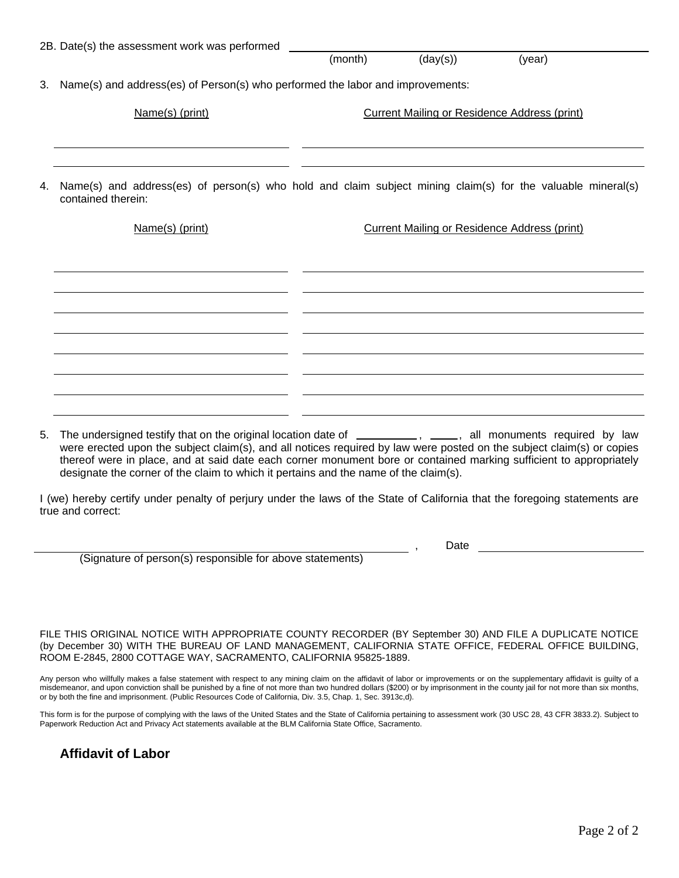2B. Date(s) the assessment work was performed ______________________________

(month) (day(s)) (year)

3. Name(s) and address(es) of Person(s) who performed the labor and improvements:

| Name(s) (print) | Current Mailing or Residence Address (print) |
|---|---|
| | |
| | |

4. Name(s) and address(es) of person(s) who hold and claim subject mining claim(s) for the valuable mineral(s) contained therein:

| Name(s) (print) | Current Mailing or Residence Address (print) |
|---|---|
| | |
| | |
| | |
| | |
| | |
| | |
| | |
| | |

5. The undersigned testify that on the original location date of __________, _____, all monuments required by law were erected upon the subject claim(s), and all notices required by law were posted on the subject claim(s) or copies thereof were in place, and at said date each corner monument bore or contained marking sufficient to appropriately designate the corner of the claim to which it pertains and the name of the claim(s).

I (we) hereby certify under penalty of perjury under the laws of the State of California that the foregoing statements are true and correct:

______________________________________________, Date ____________________

(Signature of person(s) responsible for above statements)

FILE THIS ORIGINAL NOTICE WITH APPROPRIATE COUNTY RECORDER (BY September 30) AND FILE A DUPLICATE NOTICE (by December 30) WITH THE BUREAU OF LAND MANAGEMENT, CALIFORNIA STATE OFFICE, FEDERAL OFFICE BUILDING, ROOM E-2845, 2800 COTTAGE WAY, SACRAMENTO, CALIFORNIA 95825-1889.

Any person who willfully makes a false statement with respect to any mining claim on the affidavit of labor or improvements or on the supplementary affidavit is guilty of a misdemeanor, and upon conviction shall be punished by a fine of not more than two hundred dollars ($200) or by imprisonment in the county jail for not more than six months, or by both the fine and imprisonment. (Public Resources Code of California, Div. 3.5, Chap. 1, Sec. 3913c,d).

This form is for the purpose of complying with the laws of the United States and the State of California pertaining to assessment work (30 USC 28, 43 CFR 3833.2). Subject to Paperwork Reduction Act and Privacy Act statements available at the BLM California State Office, Sacramento.

**Affidavit of Labor**